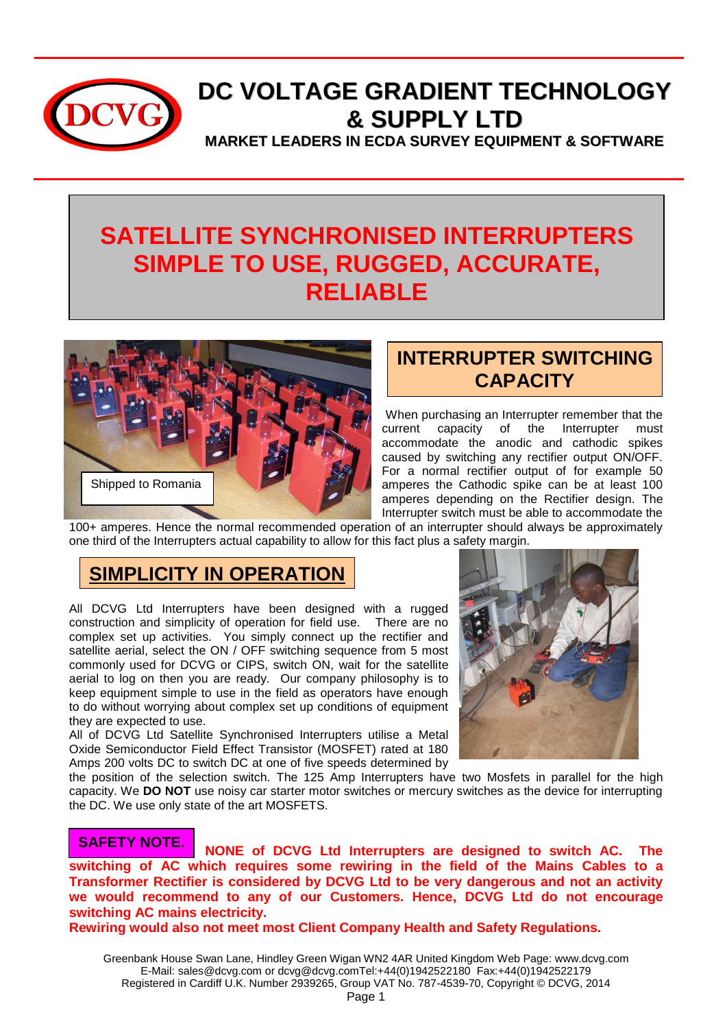# DC VOLTAGE GRADIENT TECHNOLOGY & SUPPLY LTD

**MARKET LEADERS IN ECDA SURVEY EQUIPMENT & SOFTWARE**

## SATELLITE SYNCHRONISED INTERRUPTERS SIMPLE TO USE, RUGGED, ACCURATE, RELIABLE

Shipped to Romania

## INTERRUPTER SWITCHING CAPACITY

When purchasing an Interrupter remember that the current capacity of the Interrupter must accommodate the anodic and cathodic spikes caused by switching any rectifier output ON/OFF. For a normal rectifier output of for example 50 amperes the Cathodic spike can be at least 100 amperes depending on the Rectifier design. The Interrupter switch must be able to accommodate the 100+ amperes. Hence the normal recommended operation of an interrupter should always be approximately one third of the Interrupters actual capability to allow for this fact plus a safety margin.

## SIMPLICITY IN OPERATION

All DCVG Ltd Interrupters have been designed with a rugged construction and simplicity of operation for field use. There are no complex set up activities. You simply connect up the rectifier and satellite aerial, select the ON / OFF switching sequence from 5 most commonly used for DCVG or CIPS, switch ON, wait for the satellite aerial to log on then you are ready. Our company philosophy is to keep equipment simple to use in the field as operators have enough to do without worrying about complex set up conditions of equipment they are expected to use.

All of DCVG Ltd Satellite Synchronised Interrupters utilise a Metal Oxide Semiconductor Field Effect Transistor (MOSFET) rated at 180 Amps 200 volts DC to switch DC at one of five speeds determined by the position of the selection switch. The 125 Amp Interrupters have two Mosfets in parallel for the high capacity. We **DO NOT** use noisy car starter motor switches or mercury switches as the device for interrupting the DC. We use only state of the art MOSFETS.

**SAFETY NOTE.** **NONE of DCVG Ltd Interrupters are designed to switch AC. The switching of AC which requires some rewiring in the field of the Mains Cables to a Transformer Rectifier is considered by DCVG Ltd to be very dangerous and not an activity we would recommend to any of our Customers. Hence, DCVG Ltd do not encourage switching AC mains electricity.**

**Rewiring would also not meet most Client Company Health and Safety Regulations.**

Greenbank House Swan Lane, Hindley Green Wigan WN2 4AR United Kingdom Web Page: www.dcvg.com
E-Mail: sales@dcvg.com or dcvg@dcvg.comTel:+44(0)1942522180 Fax:+44(0)1942522179
Registered in Cardiff U.K. Number 2939265, Group VAT No. 787-4539-70, Copyright © DCVG, 2014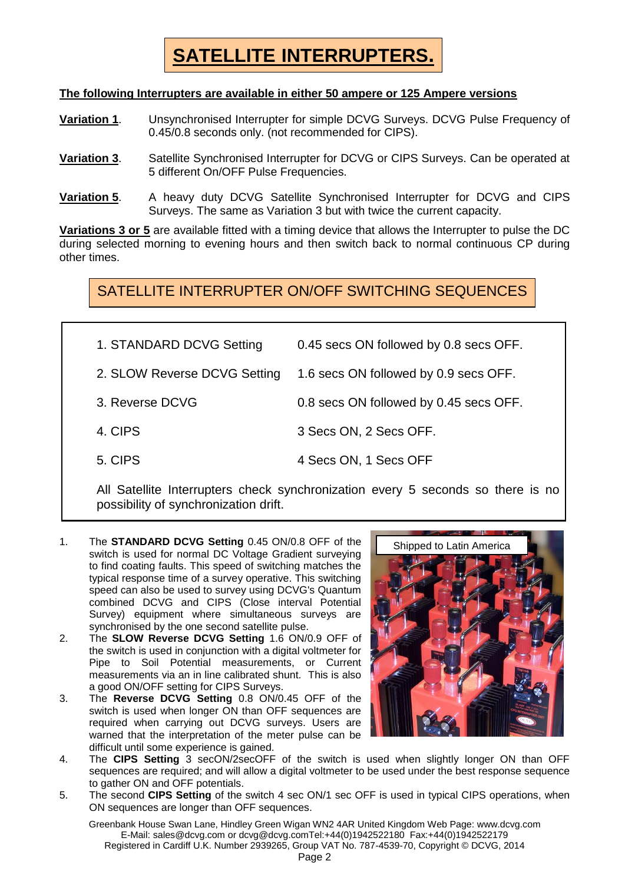# SATELLITE INTERRUPTERS.

**The following Interrupters are available in either 50 ampere or 125 Ampere versions**

**Variation 1**. Unsynchronised Interrupter for simple DCVG Surveys. DCVG Pulse Frequency of 0.45/0.8 seconds only. (not recommended for CIPS).

**Variation 3**. Satellite Synchronised Interrupter for DCVG or CIPS Surveys. Can be operated at 5 different On/OFF Pulse Frequencies.

**Variation 5**. A heavy duty DCVG Satellite Synchronised Interrupter for DCVG and CIPS Surveys. The same as Variation 3 but with twice the current capacity.

**Variations 3 or 5** are available fitted with a timing device that allows the Interrupter to pulse the DC during selected morning to evening hours and then switch back to normal continuous CP during other times.

## SATELLITE INTERRUPTER ON/OFF SWITCHING SEQUENCES

| | |
|---|---|
| 1. STANDARD DCVG Setting | 0.45 secs ON followed by 0.8 secs OFF. |
| 2. SLOW Reverse DCVG Setting | 1.6 secs ON followed by 0.9 secs OFF. |
| 3. Reverse DCVG | 0.8 secs ON followed by 0.45 secs OFF. |
| 4. CIPS | 3 Secs ON, 2 Secs OFF. |
| 5. CIPS | 4 Secs ON, 1 Secs OFF |

All Satellite Interrupters check synchronization every 5 seconds so there is no possibility of synchronization drift.

Shipped to Latin America

1. The **STANDARD DCVG Setting** 0.45 ON/0.8 OFF of the switch is used for normal DC Voltage Gradient surveying to find coating faults. This speed of switching matches the typical response time of a survey operative. This switching speed can also be used to survey using DCVG's Quantum combined DCVG and CIPS (Close interval Potential Survey) equipment where simultaneous surveys are synchronised by the one second satellite pulse.
2. The **SLOW Reverse DCVG Setting** 1.6 ON/0.9 OFF of the switch is used in conjunction with a digital voltmeter for Pipe to Soil Potential measurements, or Current measurements via an in line calibrated shunt. This is also a good ON/OFF setting for CIPS Surveys.
3. The **Reverse DCVG Setting** 0.8 ON/0.45 OFF of the switch is used when longer ON than OFF sequences are required when carrying out DCVG surveys. Users are warned that the interpretation of the meter pulse can be difficult until some experience is gained.
4. The **CIPS Setting** 3 secON/2secOFF of the switch is used when slightly longer ON than OFF sequences are required; and will allow a digital voltmeter to be used under the best response sequence to gather ON and OFF potentials.
5. The second **CIPS Setting** of the switch 4 sec ON/1 sec OFF is used in typical CIPS operations, when ON sequences are longer than OFF sequences.

Greenbank House Swan Lane, Hindley Green Wigan WN2 4AR United Kingdom Web Page: www.dcvg.com
E-Mail: sales@dcvg.com or dcvg@dcvg.comTel:+44(0)1942522180 Fax:+44(0)1942522179
Registered in Cardiff U.K. Number 2939265, Group VAT No. 787-4539-70, Copyright © DCVG, 2014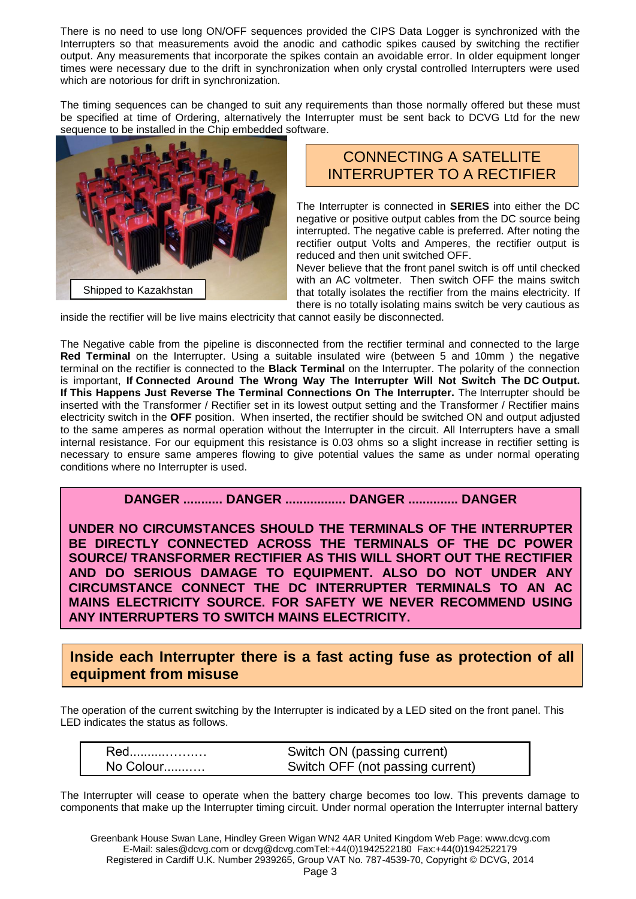There is no need to use long ON/OFF sequences provided the CIPS Data Logger is synchronized with the Interrupters so that measurements avoid the anodic and cathodic spikes caused by switching the rectifier output. Any measurements that incorporate the spikes contain an avoidable error. In older equipment longer times were necessary due to the drift in synchronization when only crystal controlled Interrupters were used which are notorious for drift in synchronization.

The timing sequences can be changed to suit any requirements than those normally offered but these must be specified at time of Ordering, alternatively the Interrupter must be sent back to DCVG Ltd for the new sequence to be installed in the Chip embedded software.

Shipped to Kazakhstan

## CONNECTING A SATELLITE INTERRUPTER TO A RECTIFIER

The Interrupter is connected in **SERIES** into either the DC negative or positive output cables from the DC source being interrupted. The negative cable is preferred. After noting the rectifier output Volts and Amperes, the rectifier output is reduced and then unit switched OFF.

Never believe that the front panel switch is off until checked with an AC voltmeter. Then switch OFF the mains switch that totally isolates the rectifier from the mains electricity. If there is no totally isolating mains switch be very cautious as inside the rectifier will be live mains electricity that cannot easily be disconnected.

The Negative cable from the pipeline is disconnected from the rectifier terminal and connected to the large **Red Terminal** on the Interrupter. Using a suitable insulated wire (between 5 and 10mm ) the negative terminal on the rectifier is connected to the **Black Terminal** on the Interrupter. The polarity of the connection is important, **If Connected Around The Wrong Way The Interrupter Will Not Switch The DC Output. If This Happens Just Reverse The Terminal Connections On The Interrupter.** The Interrupter should be inserted with the Transformer / Rectifier set in its lowest output setting and the Transformer / Rectifier mains electricity switch in the **OFF** position. When inserted, the rectifier should be switched ON and output adjusted to the same amperes as normal operation without the Interrupter in the circuit. All Interrupters have a small internal resistance. For our equipment this resistance is 0.03 ohms so a slight increase in rectifier setting is necessary to ensure same amperes flowing to give potential values the same as under normal operating conditions where no Interrupter is used.

**DANGER ........... DANGER ................. DANGER .............. DANGER**

**UNDER NO CIRCUMSTANCES SHOULD THE TERMINALS OF THE INTERRUPTER BE DIRECTLY CONNECTED ACROSS THE TERMINALS OF THE DC POWER SOURCE/ TRANSFORMER RECTIFIER AS THIS WILL SHORT OUT THE RECTIFIER AND DO SERIOUS DAMAGE TO EQUIPMENT. ALSO DO NOT UNDER ANY CIRCUMSTANCE CONNECT THE DC INTERRUPTER TERMINALS TO AN AC MAINS ELECTRICITY SOURCE. FOR SAFETY WE NEVER RECOMMEND USING ANY INTERRUPTERS TO SWITCH MAINS ELECTRICITY.**

**Inside each Interrupter there is a fast acting fuse as protection of all equipment from misuse**

The operation of the current switching by the Interrupter is indicated by a LED sited on the front panel. This LED indicates the status as follows.

| | |
|---|---|
| Red.................... | Switch ON (passing current) |
| No Colour........... | Switch OFF (not passing current) |

The Interrupter will cease to operate when the battery charge becomes too low. This prevents damage to components that make up the Interrupter timing circuit. Under normal operation the Interrupter internal battery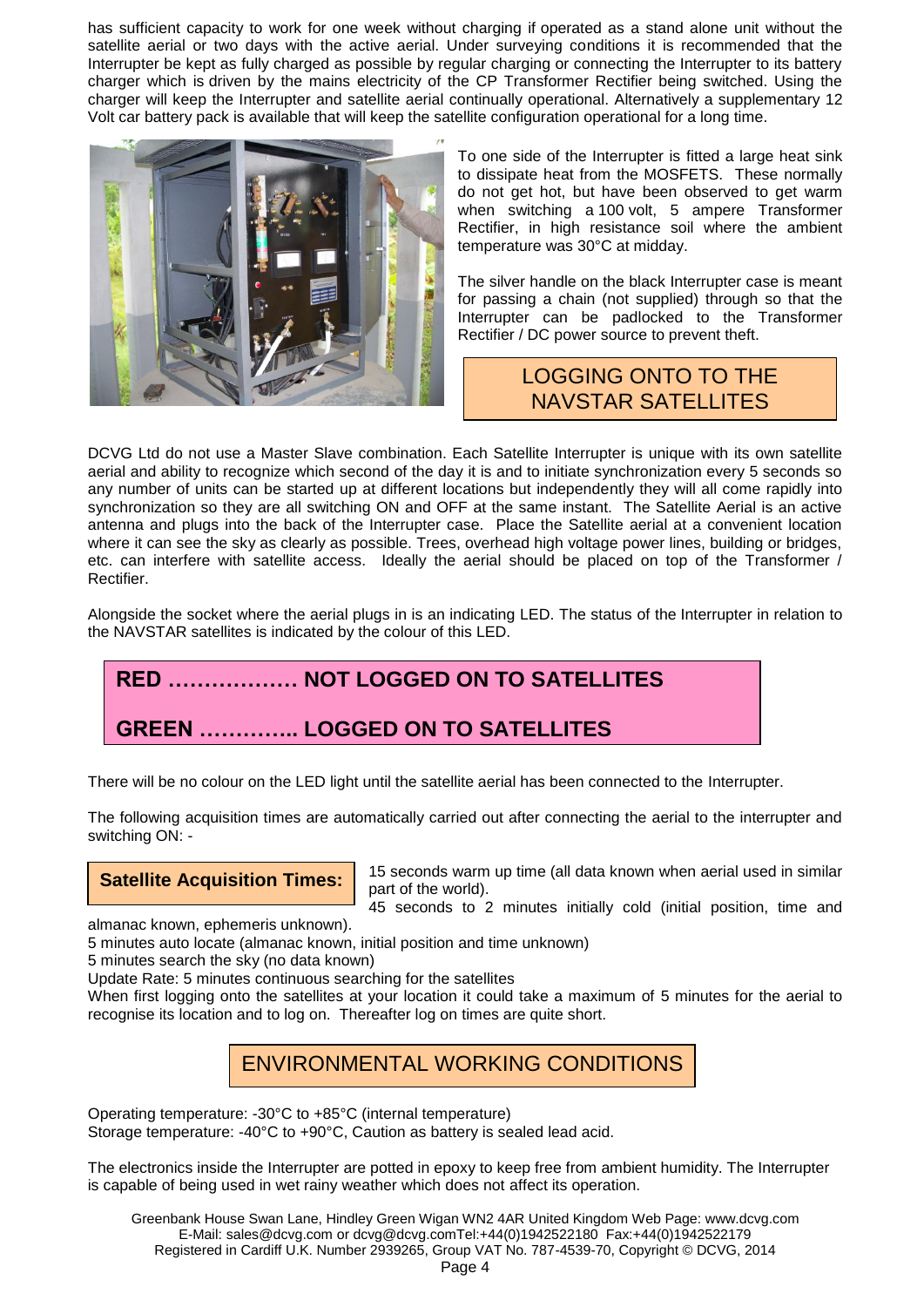has sufficient capacity to work for one week without charging if operated as a stand alone unit without the satellite aerial or two days with the active aerial. Under surveying conditions it is recommended that the Interrupter be kept as fully charged as possible by regular charging or connecting the Interrupter to its battery charger which is driven by the mains electricity of the CP Transformer Rectifier being switched. Using the charger will keep the Interrupter and satellite aerial continually operational. Alternatively a supplementary 12 Volt car battery pack is available that will keep the satellite configuration operational for a long time.

To one side of the Interrupter is fitted a large heat sink to dissipate heat from the MOSFETS. These normally do not get hot, but have been observed to get warm when switching a 100 volt, 5 ampere Transformer Rectifier, in high resistance soil where the ambient temperature was 30°C at midday.

The silver handle on the black Interrupter case is meant for passing a chain (not supplied) through so that the Interrupter can be padlocked to the Transformer Rectifier / DC power source to prevent theft.

## LOGGING ONTO TO THE NAVSTAR SATELLITES

DCVG Ltd do not use a Master Slave combination. Each Satellite Interrupter is unique with its own satellite aerial and ability to recognize which second of the day it is and to initiate synchronization every 5 seconds so any number of units can be started up at different locations but independently they will all come rapidly into synchronization so they are all switching ON and OFF at the same instant. The Satellite Aerial is an active antenna and plugs into the back of the Interrupter case. Place the Satellite aerial at a convenient location where it can see the sky as clearly as possible. Trees, overhead high voltage power lines, building or bridges, etc. can interfere with satellite access. Ideally the aerial should be placed on top of the Transformer / Rectifier.

Alongside the socket where the aerial plugs in is an indicating LED. The status of the Interrupter in relation to the NAVSTAR satellites is indicated by the colour of this LED.

**RED ……………… NOT LOGGED ON TO SATELLITES**

**GREEN ………….. LOGGED ON TO SATELLITES**

There will be no colour on the LED light until the satellite aerial has been connected to the Interrupter.

The following acquisition times are automatically carried out after connecting the aerial to the interrupter and switching ON: -

**Satellite Acquisition Times:**

15 seconds warm up time (all data known when aerial used in similar part of the world).
45 seconds to 2 minutes initially cold (initial position, time and almanac known, ephemeris unknown).
5 minutes auto locate (almanac known, initial position and time unknown)
5 minutes search the sky (no data known)
Update Rate: 5 minutes continuous searching for the satellites
When first logging onto the satellites at your location it could take a maximum of 5 minutes for the aerial to recognise its location and to log on. Thereafter log on times are quite short.

## ENVIRONMENTAL WORKING CONDITIONS

Operating temperature: -30°C to +85°C (internal temperature)
Storage temperature: -40°C to +90°C, Caution as battery is sealed lead acid.

The electronics inside the Interrupter are potted in epoxy to keep free from ambient humidity. The Interrupter is capable of being used in wet rainy weather which does not affect its operation.

Greenbank House Swan Lane, Hindley Green Wigan WN2 4AR United Kingdom Web Page: www.dcvg.com
E-Mail: sales@dcvg.com or dcvg@dcvg.comTel:+44(0)1942522180 Fax:+44(0)1942522179
Registered in Cardiff U.K. Number 2939265, Group VAT No. 787-4539-70, Copyright © DCVG, 2014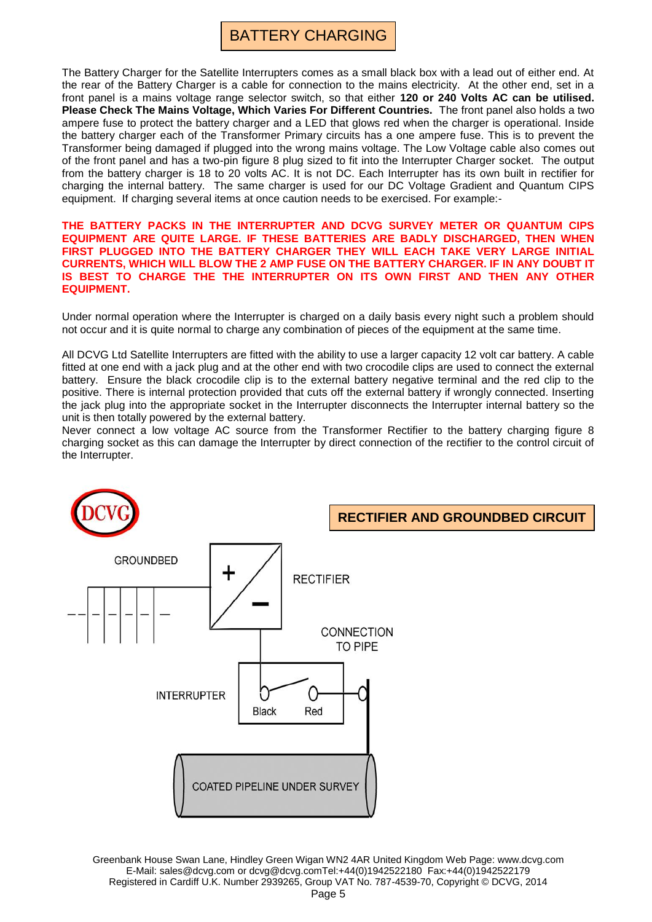# BATTERY CHARGING

The Battery Charger for the Satellite Interrupters comes as a small black box with a lead out of either end. At the rear of the Battery Charger is a cable for connection to the mains electricity. At the other end, set in a front panel is a mains voltage range selector switch, so that either **120 or 240 Volts AC can be utilised. Please Check The Mains Voltage, Which Varies For Different Countries.** The front panel also holds a two ampere fuse to protect the battery charger and a LED that glows red when the charger is operational. Inside the battery charger each of the Transformer Primary circuits has a one ampere fuse. This is to prevent the Transformer being damaged if plugged into the wrong mains voltage. The Low Voltage cable also comes out of the front panel and has a two-pin figure 8 plug sized to fit into the Interrupter Charger socket. The output from the battery charger is 18 to 20 volts AC. It is not DC. Each Interrupter has its own built in rectifier for charging the internal battery. The same charger is used for our DC Voltage Gradient and Quantum CIPS equipment. If charging several items at once caution needs to be exercised. For example:-

**THE BATTERY PACKS IN THE INTERRUPTER AND DCVG SURVEY METER OR QUANTUM CIPS EQUIPMENT ARE QUITE LARGE. IF THESE BATTERIES ARE BADLY DISCHARGED, THEN WHEN FIRST PLUGGED INTO THE BATTERY CHARGER THEY WILL EACH TAKE VERY LARGE INITIAL CURRENTS, WHICH WILL BLOW THE 2 AMP FUSE ON THE BATTERY CHARGER. IF IN ANY DOUBT IT IS BEST TO CHARGE THE THE INTERRUPTER ON ITS OWN FIRST AND THEN ANY OTHER EQUIPMENT.**

Under normal operation where the Interrupter is charged on a daily basis every night such a problem should not occur and it is quite normal to charge any combination of pieces of the equipment at the same time.

All DCVG Ltd Satellite Interrupters are fitted with the ability to use a larger capacity 12 volt car battery. A cable fitted at one end with a jack plug and at the other end with two crocodile clips are used to connect the external battery. Ensure the black crocodile clip is to the external battery negative terminal and the red clip to the positive. There is internal protection provided that cuts off the external battery if wrongly connected. Inserting the jack plug into the appropriate socket in the Interrupter disconnects the Interrupter internal battery so the unit is then totally powered by the external battery.

Never connect a low voltage AC source from the Transformer Rectifier to the battery charging figure 8 charging socket as this can damage the Interrupter by direct connection of the rectifier to the control circuit of the Interrupter.

## RECTIFIER AND GROUNDBED CIRCUIT

GROUNDBED

RECTIFIER

CONNECTION TO PIPE

INTERRUPTER

Black Red

COATED PIPELINE UNDER SURVEY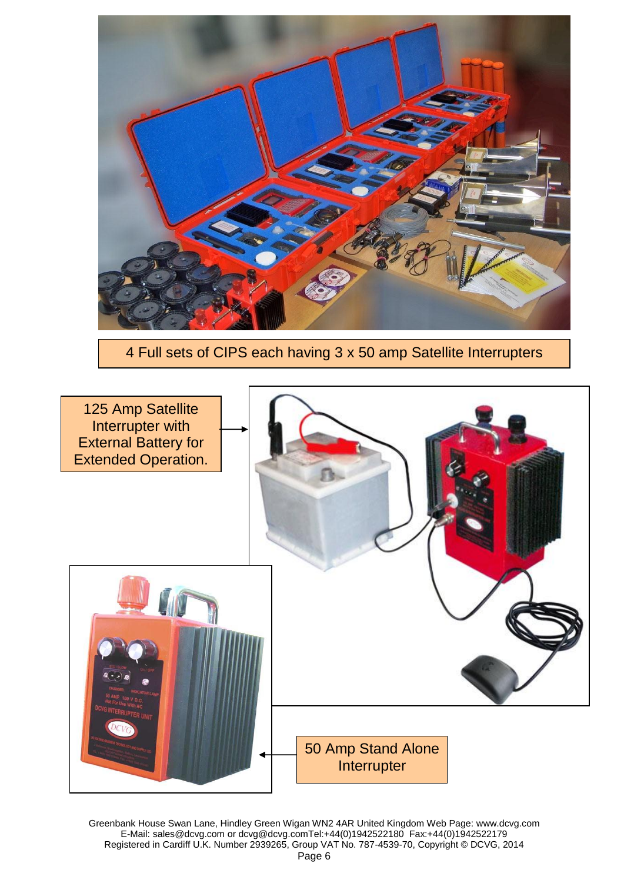4 Full sets of CIPS each having 3 x 50 amp Satellite Interrupters

125 Amp Satellite Interrupter with External Battery for Extended Operation.

50 Amp Stand Alone Interrupter

Greenbank House Swan Lane, Hindley Green Wigan WN2 4AR United Kingdom Web Page: www.dcvg.com
E-Mail: sales@dcvg.com or dcvg@dcvg.comTel:+44(0)1942522180 Fax:+44(0)1942522179
Registered in Cardiff U.K. Number 2939265, Group VAT No. 787-4539-70, Copyright © DCVG, 2014